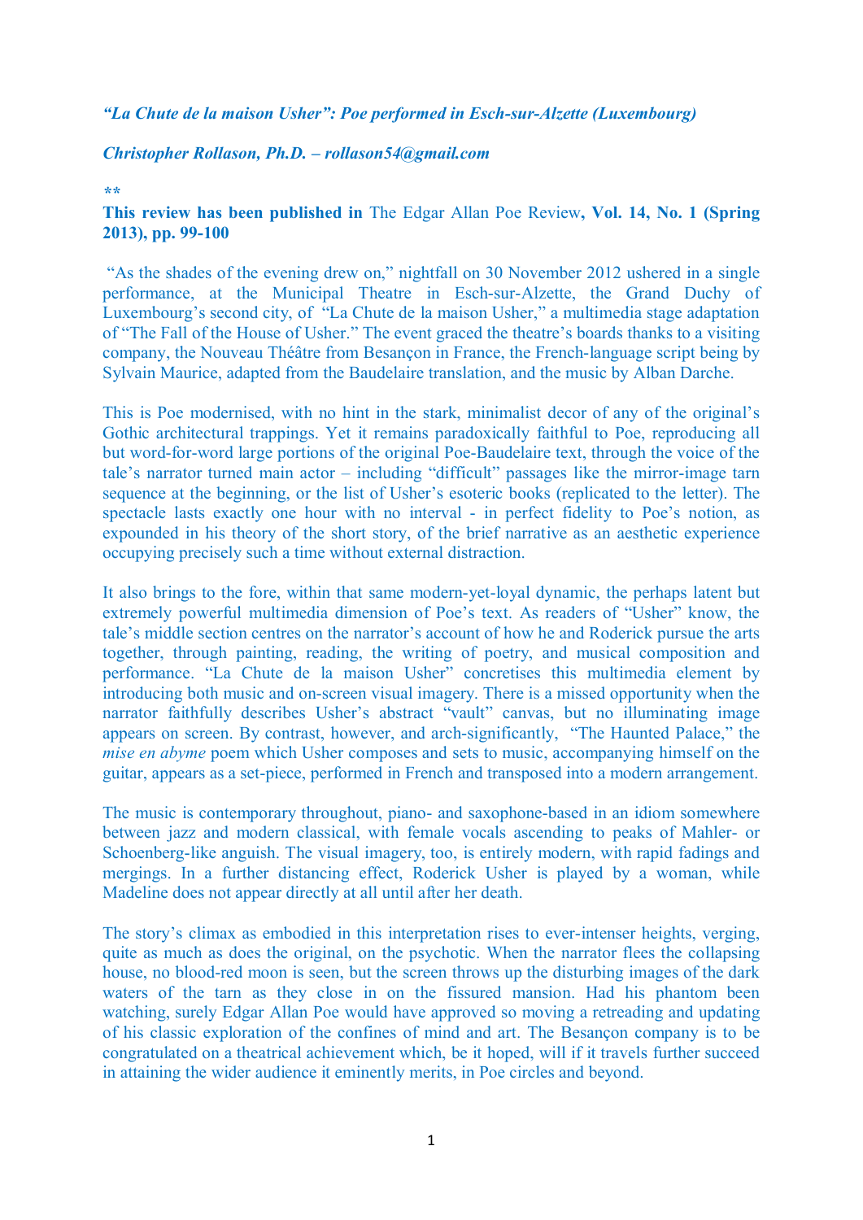***"La Chute de la maison Usher": Poe performed in Esch-sur-Alzette (Luxembourg)***

***Christopher Rollason, Ph.D. – rollason54@gmail.com***

**

**This review has been published in** The Edgar Allan Poe Review**, Vol. 14, No. 1 (Spring 2013), pp. 99-100**

"As the shades of the evening drew on," nightfall on 30 November 2012 ushered in a single performance, at the Municipal Theatre in Esch-sur-Alzette, the Grand Duchy of Luxembourg's second city, of "La Chute de la maison Usher," a multimedia stage adaptation of "The Fall of the House of Usher." The event graced the theatre's boards thanks to a visiting company, the Nouveau Théâtre from Besançon in France, the French-language script being by Sylvain Maurice, adapted from the Baudelaire translation, and the music by Alban Darche.

This is Poe modernised, with no hint in the stark, minimalist decor of any of the original's Gothic architectural trappings. Yet it remains paradoxically faithful to Poe, reproducing all but word-for-word large portions of the original Poe-Baudelaire text, through the voice of the tale's narrator turned main actor – including "difficult" passages like the mirror-image tarn sequence at the beginning, or the list of Usher's esoteric books (replicated to the letter). The spectacle lasts exactly one hour with no interval - in perfect fidelity to Poe's notion, as expounded in his theory of the short story, of the brief narrative as an aesthetic experience occupying precisely such a time without external distraction.

It also brings to the fore, within that same modern-yet-loyal dynamic, the perhaps latent but extremely powerful multimedia dimension of Poe's text. As readers of "Usher" know, the tale's middle section centres on the narrator's account of how he and Roderick pursue the arts together, through painting, reading, the writing of poetry, and musical composition and performance. "La Chute de la maison Usher" concretises this multimedia element by introducing both music and on-screen visual imagery. There is a missed opportunity when the narrator faithfully describes Usher's abstract "vault" canvas, but no illuminating image appears on screen. By contrast, however, and arch-significantly, "The Haunted Palace," the *mise en abyme* poem which Usher composes and sets to music, accompanying himself on the guitar, appears as a set-piece, performed in French and transposed into a modern arrangement.

The music is contemporary throughout, piano- and saxophone-based in an idiom somewhere between jazz and modern classical, with female vocals ascending to peaks of Mahler- or Schoenberg-like anguish. The visual imagery, too, is entirely modern, with rapid fadings and mergings. In a further distancing effect, Roderick Usher is played by a woman, while Madeline does not appear directly at all until after her death.

The story's climax as embodied in this interpretation rises to ever-intenser heights, verging, quite as much as does the original, on the psychotic. When the narrator flees the collapsing house, no blood-red moon is seen, but the screen throws up the disturbing images of the dark waters of the tarn as they close in on the fissured mansion. Had his phantom been watching, surely Edgar Allan Poe would have approved so moving a retreading and updating of his classic exploration of the confines of mind and art. The Besançon company is to be congratulated on a theatrical achievement which, be it hoped, will if it travels further succeed in attaining the wider audience it eminently merits, in Poe circles and beyond.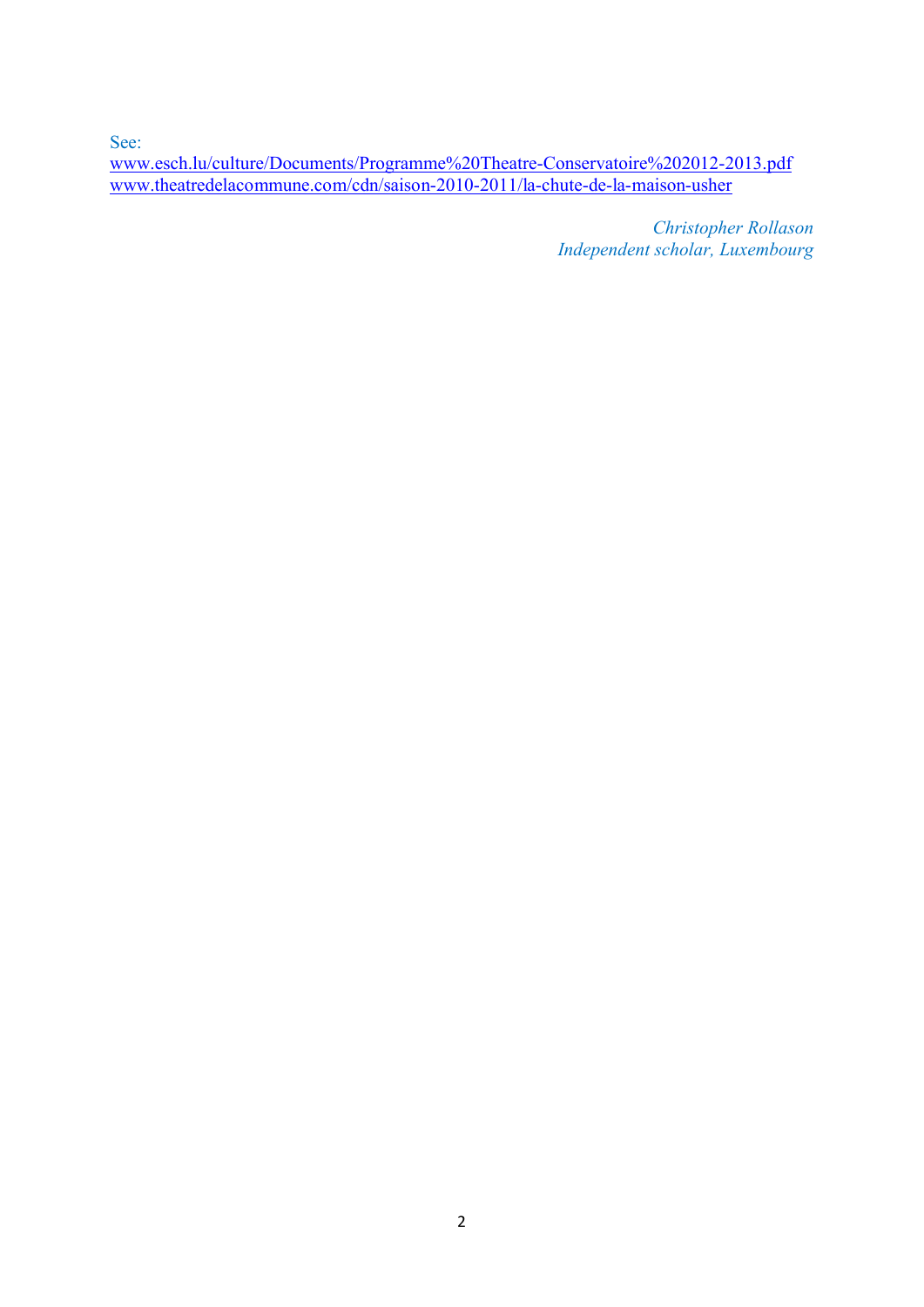See:
www.esch.lu/culture/Documents/Programme%20Theatre-Conservatoire%202012-2013.pdf
www.theatredelacommune.com/cdn/saison-2010-2011/la-chute-de-la-maison-usher

*Christopher Rollason*
*Independent scholar, Luxembourg*